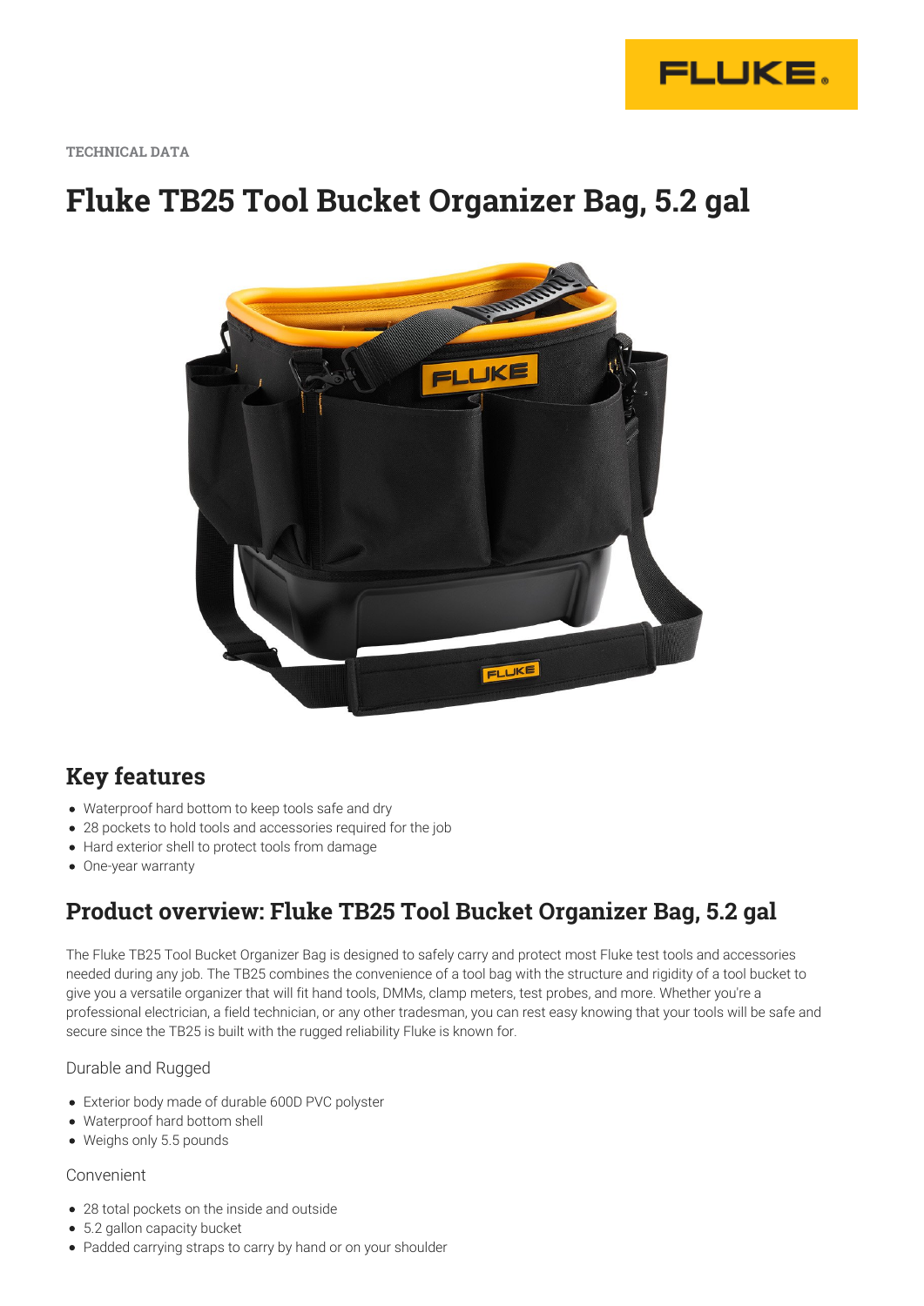TECHNICAL DATA

# Fluke TB25 Tool Bucket Organizer Bag, 5.2 gal

## Key features

- Waterproof hard bottom to keep tools safe and dry
- 28 pockets to hold tools and accessories required for the job
- Hard exterior shell to protect tools from damage
- One-year warranty

## Product overview: Fluke TB25 Tool Bucket Organizer Bag, 5.2 gal

The Fluke TB25 Tool Bucket Organizer Bag is designed to safely carry and protect most Fluke test tools and accessories needed during any job. The TB25 combines the convenience of a tool bag with the structure and rigidity of a tool bucket to give you a versatile organizer that will fit hand tools, DMMs, clamp meters, test probes, and more. Whether you're a professional electrician, a field technician, or any other tradesman, you can rest easy knowing that your tools will be safe and secure since the TB25 is built with the rugged reliability Fluke is known for.

### Durable and Rugged

- Exterior body made of durable 600D PVC polyster
- Waterproof hard bottom shell
- Weighs only 5.5 pounds

### Convenient

- 28 total pockets on the inside and outside
- 5.2 gallon capacity bucket
- Padded carrying straps to carry by hand or on your shoulder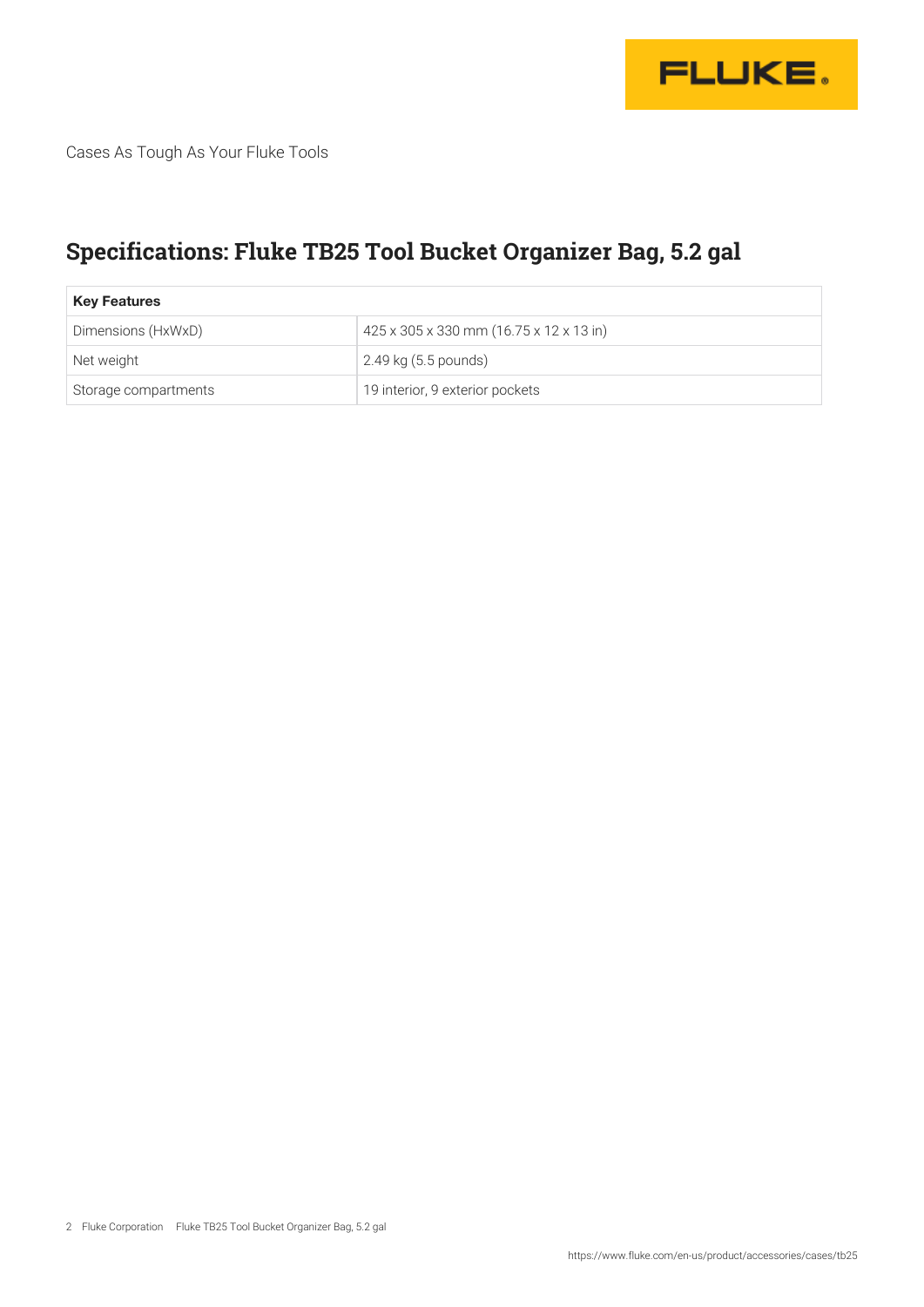Cases As Tough As Your Fluke Tools

## Specifications: Fluke TB25 Tool Bucket Organizer Bag, 5.2 gal

| **Key Features** | |
|---|---|
| Dimensions (HxWxD) | 425 x 305 x 330 mm (16.75 x 12 x 13 in) |
| Net weight | 2.49 kg (5.5 pounds) |
| Storage compartments | 19 interior, 9 exterior pockets |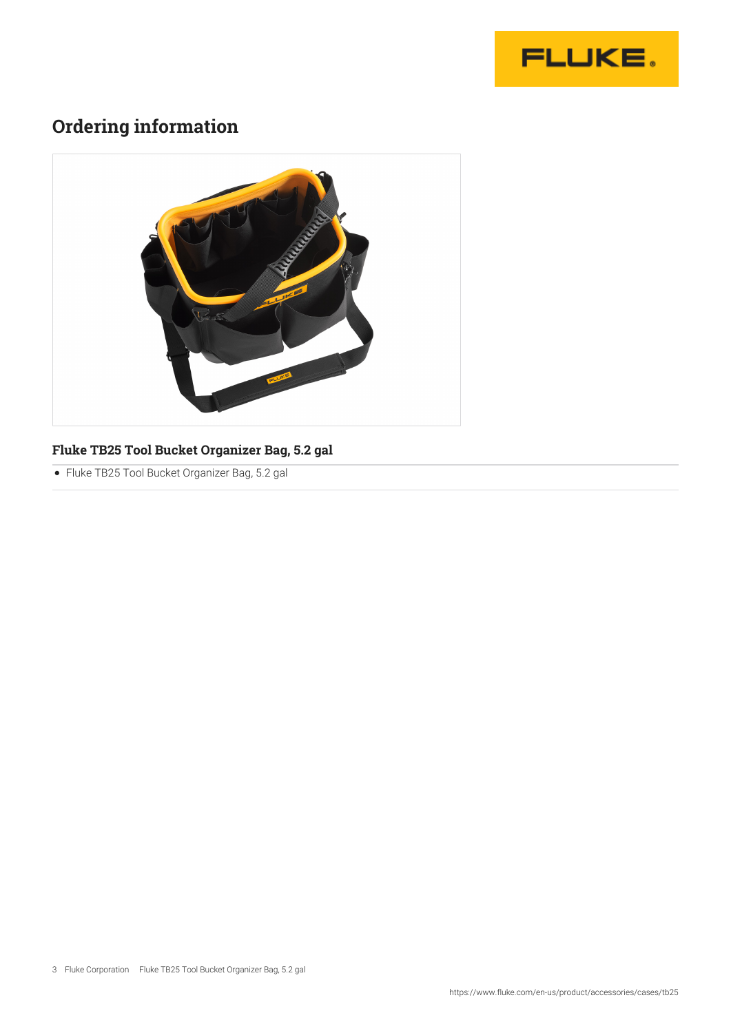## Ordering information

### Fluke TB25 Tool Bucket Organizer Bag, 5.2 gal

- Fluke TB25 Tool Bucket Organizer Bag, 5.2 gal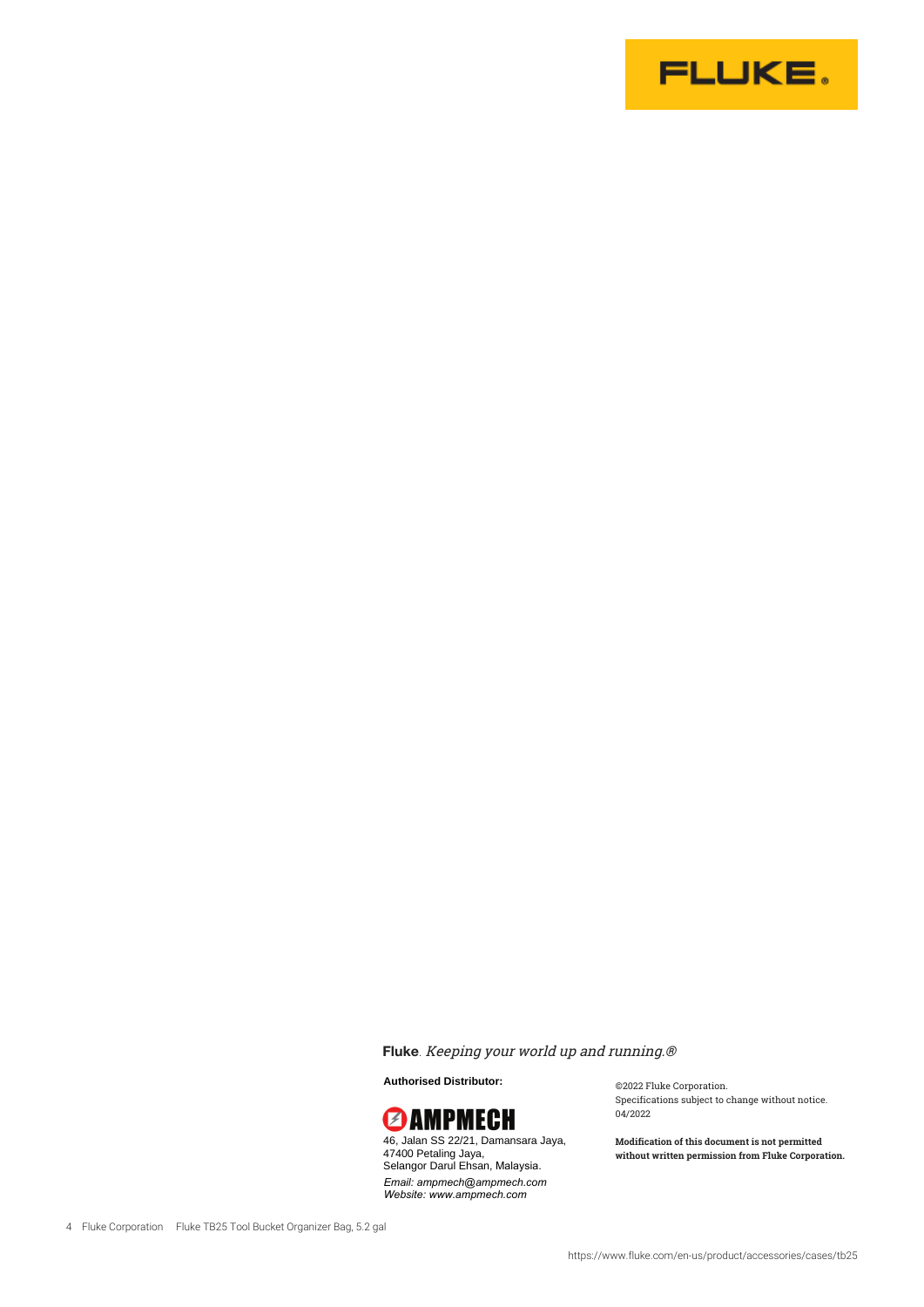**Fluke**. *Keeping your world up and running.®*

**Authorised Distributor:**

AMPMECH

46, Jalan SS 22/21, Damansara Jaya,
47400 Petaling Jaya,
Selangor Darul Ehsan, Malaysia.
*Email: ampmech@ampmech.com*
*Website: www.ampmech.com*

©2022 Fluke Corporation.
Specifications subject to change without notice.
04/2022

**Modification of this document is not permitted without written permission from Fluke Corporation.**

https://www.fluke.com/en-us/product/accessories/cases/tb25